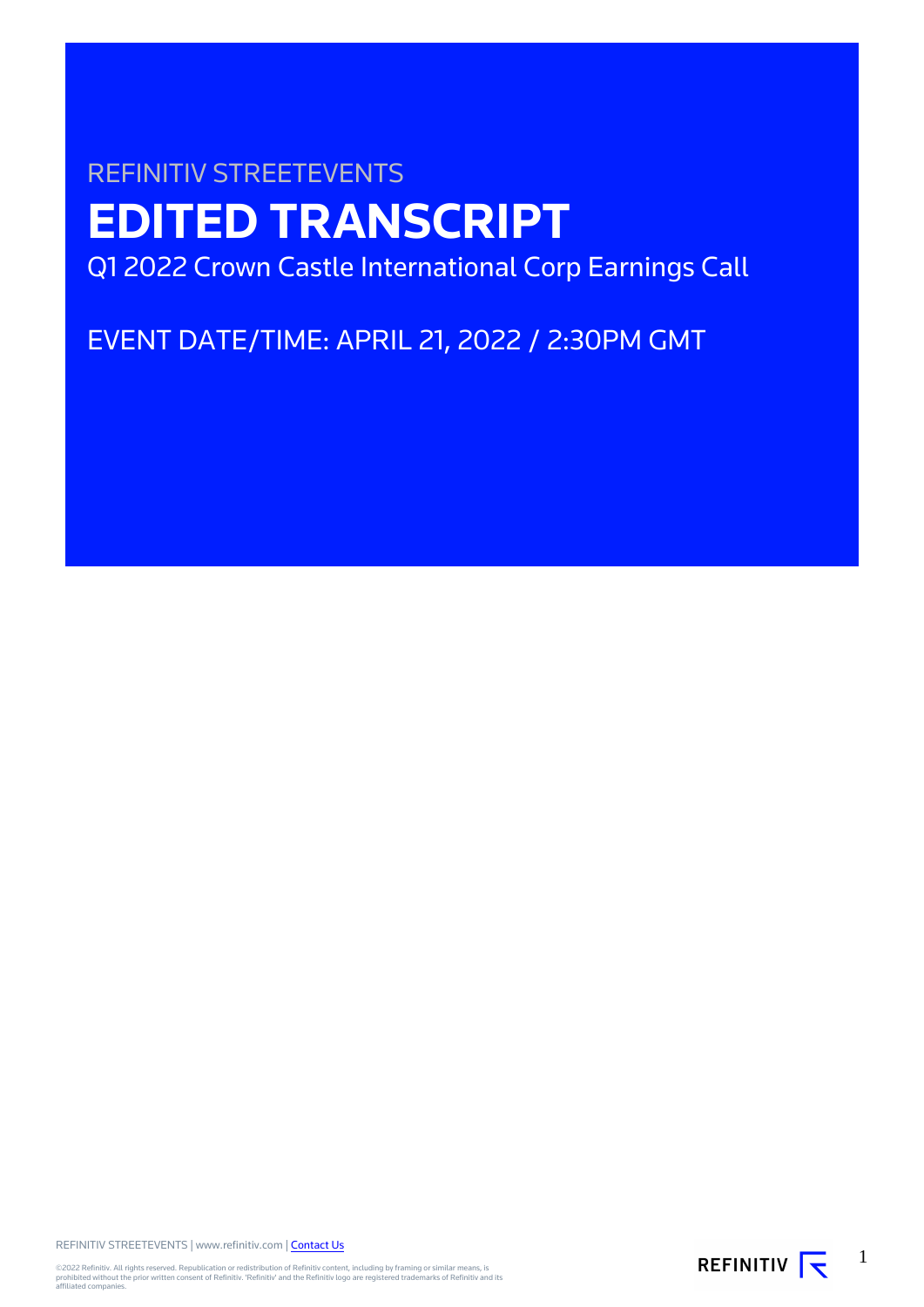REFINITIV STREETEVENTS

# EDITED TRANSCRIPT

Q1 2022 Crown Castle International Corp Earnings Call

EVENT DATE/TIME: APRIL 21, 2022 / 2:30PM GMT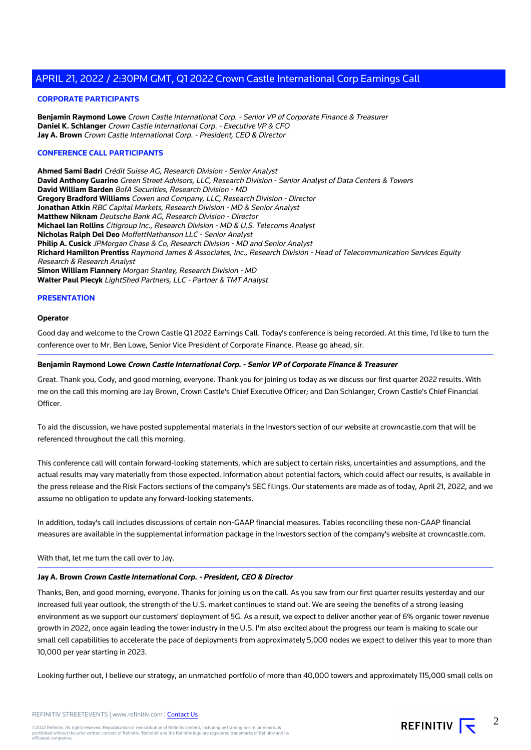## CORPORATE PARTICIPANTS

**Benjamin Raymond Lowe** *Crown Castle International Corp. - Senior VP of Corporate Finance & Treasurer*
**Daniel K. Schlanger** *Crown Castle International Corp. - Executive VP & CFO*
**Jay A. Brown** *Crown Castle International Corp. - President, CEO & Director*

## CONFERENCE CALL PARTICIPANTS

**Ahmed Sami Badri** *Crédit Suisse AG, Research Division - Senior Analyst*
**David Anthony Guarino** *Green Street Advisors, LLC, Research Division - Senior Analyst of Data Centers & Towers*
**David William Barden** *BofA Securities, Research Division - MD*
**Gregory Bradford Williams** *Cowen and Company, LLC, Research Division - Director*
**Jonathan Atkin** *RBC Capital Markets, Research Division - MD & Senior Analyst*
**Matthew Niknam** *Deutsche Bank AG, Research Division - Director*
**Michael Ian Rollins** *Citigroup Inc., Research Division - MD & U.S. Telecoms Analyst*
**Nicholas Ralph Del Deo** *MoffettNathanson LLC - Senior Analyst*
**Philip A. Cusick** *JPMorgan Chase & Co, Research Division - MD and Senior Analyst*
**Richard Hamilton Prentiss** *Raymond James & Associates, Inc., Research Division - Head of Telecommunication Services Equity Research & Research Analyst*
**Simon William Flannery** *Morgan Stanley, Research Division - MD*
**Walter Paul Piecyk** *LightShed Partners, LLC - Partner & TMT Analyst*

## PRESENTATION

### Operator

Good day and welcome to the Crown Castle Q1 2022 Earnings Call. Today's conference is being recorded. At this time, I'd like to turn the conference over to Mr. Ben Lowe, Senior Vice President of Corporate Finance. Please go ahead, sir.

### Benjamin Raymond Lowe *Crown Castle International Corp. - Senior VP of Corporate Finance & Treasurer*

Great. Thank you, Cody, and good morning, everyone. Thank you for joining us today as we discuss our first quarter 2022 results. With me on the call this morning are Jay Brown, Crown Castle's Chief Executive Officer; and Dan Schlanger, Crown Castle's Chief Financial Officer.

To aid the discussion, we have posted supplemental materials in the Investors section of our website at crowncastle.com that will be referenced throughout the call this morning.

This conference call will contain forward-looking statements, which are subject to certain risks, uncertainties and assumptions, and the actual results may vary materially from those expected. Information about potential factors, which could affect our results, is available in the press release and the Risk Factors sections of the company's SEC filings. Our statements are made as of today, April 21, 2022, and we assume no obligation to update any forward-looking statements.

In addition, today's call includes discussions of certain non-GAAP financial measures. Tables reconciling these non-GAAP financial measures are available in the supplemental information package in the Investors section of the company's website at crowncastle.com.

With that, let me turn the call over to Jay.

### Jay A. Brown *Crown Castle International Corp. - President, CEO & Director*

Thanks, Ben, and good morning, everyone. Thanks for joining us on the call. As you saw from our first quarter results yesterday and our increased full year outlook, the strength of the U.S. market continues to stand out. We are seeing the benefits of a strong leasing environment as we support our customers' deployment of 5G. As a result, we expect to deliver another year of 6% organic tower revenue growth in 2022, once again leading the tower industry in the U.S. I'm also excited about the progress our team is making to scale our small cell capabilities to accelerate the pace of deployments from approximately 5,000 nodes we expect to deliver this year to more than 10,000 per year starting in 2023.

Looking further out, I believe our strategy, an unmatched portfolio of more than 40,000 towers and approximately 115,000 small cells on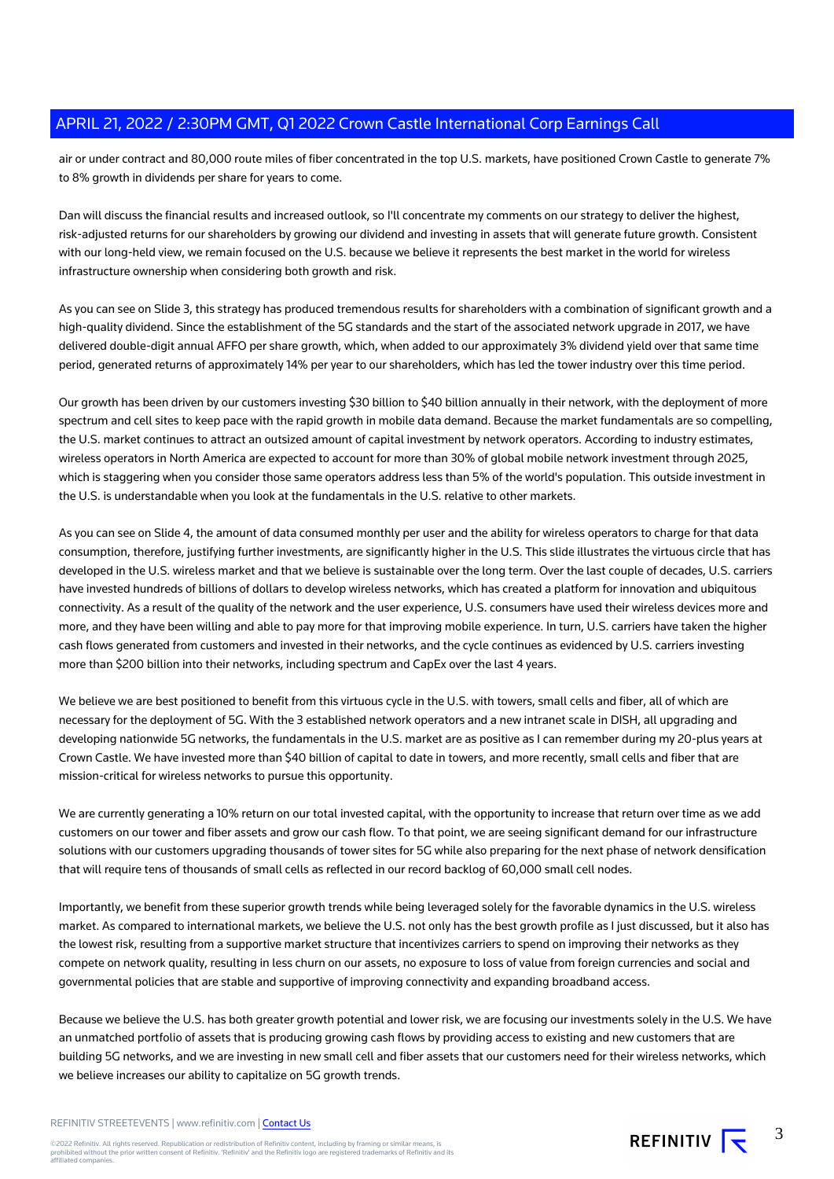air or under contract and 80,000 route miles of fiber concentrated in the top U.S. markets, have positioned Crown Castle to generate 7% to 8% growth in dividends per share for years to come.

Dan will discuss the financial results and increased outlook, so I'll concentrate my comments on our strategy to deliver the highest, risk-adjusted returns for our shareholders by growing our dividend and investing in assets that will generate future growth. Consistent with our long-held view, we remain focused on the U.S. because we believe it represents the best market in the world for wireless infrastructure ownership when considering both growth and risk.

As you can see on Slide 3, this strategy has produced tremendous results for shareholders with a combination of significant growth and a high-quality dividend. Since the establishment of the 5G standards and the start of the associated network upgrade in 2017, we have delivered double-digit annual AFFO per share growth, which, when added to our approximately 3% dividend yield over that same time period, generated returns of approximately 14% per year to our shareholders, which has led the tower industry over this time period.

Our growth has been driven by our customers investing $30 billion to $40 billion annually in their network, with the deployment of more spectrum and cell sites to keep pace with the rapid growth in mobile data demand. Because the market fundamentals are so compelling, the U.S. market continues to attract an outsized amount of capital investment by network operators. According to industry estimates, wireless operators in North America are expected to account for more than 30% of global mobile network investment through 2025, which is staggering when you consider those same operators address less than 5% of the world's population. This outside investment in the U.S. is understandable when you look at the fundamentals in the U.S. relative to other markets.

As you can see on Slide 4, the amount of data consumed monthly per user and the ability for wireless operators to charge for that data consumption, therefore, justifying further investments, are significantly higher in the U.S. This slide illustrates the virtuous circle that has developed in the U.S. wireless market and that we believe is sustainable over the long term. Over the last couple of decades, U.S. carriers have invested hundreds of billions of dollars to develop wireless networks, which has created a platform for innovation and ubiquitous connectivity. As a result of the quality of the network and the user experience, U.S. consumers have used their wireless devices more and more, and they have been willing and able to pay more for that improving mobile experience. In turn, U.S. carriers have taken the higher cash flows generated from customers and invested in their networks, and the cycle continues as evidenced by U.S. carriers investing more than $200 billion into their networks, including spectrum and CapEx over the last 4 years.

We believe we are best positioned to benefit from this virtuous cycle in the U.S. with towers, small cells and fiber, all of which are necessary for the deployment of 5G. With the 3 established network operators and a new intranet scale in DISH, all upgrading and developing nationwide 5G networks, the fundamentals in the U.S. market are as positive as I can remember during my 20-plus years at Crown Castle. We have invested more than $40 billion of capital to date in towers, and more recently, small cells and fiber that are mission-critical for wireless networks to pursue this opportunity.

We are currently generating a 10% return on our total invested capital, with the opportunity to increase that return over time as we add customers on our tower and fiber assets and grow our cash flow. To that point, we are seeing significant demand for our infrastructure solutions with our customers upgrading thousands of tower sites for 5G while also preparing for the next phase of network densification that will require tens of thousands of small cells as reflected in our record backlog of 60,000 small cell nodes.

Importantly, we benefit from these superior growth trends while being leveraged solely for the favorable dynamics in the U.S. wireless market. As compared to international markets, we believe the U.S. not only has the best growth profile as I just discussed, but it also has the lowest risk, resulting from a supportive market structure that incentivizes carriers to spend on improving their networks as they compete on network quality, resulting in less churn on our assets, no exposure to loss of value from foreign currencies and social and governmental policies that are stable and supportive of improving connectivity and expanding broadband access.

Because we believe the U.S. has both greater growth potential and lower risk, we are focusing our investments solely in the U.S. We have an unmatched portfolio of assets that is producing growing cash flows by providing access to existing and new customers that are building 5G networks, and we are investing in new small cell and fiber assets that our customers need for their wireless networks, which we believe increases our ability to capitalize on 5G growth trends.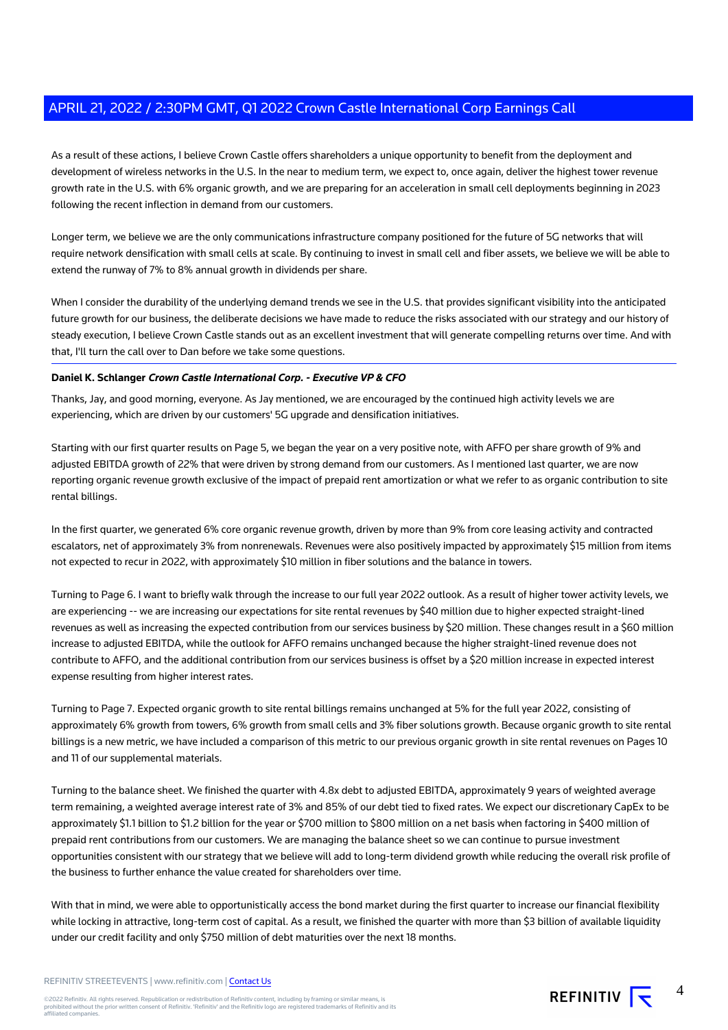As a result of these actions, I believe Crown Castle offers shareholders a unique opportunity to benefit from the deployment and development of wireless networks in the U.S. In the near to medium term, we expect to, once again, deliver the highest tower revenue growth rate in the U.S. with 6% organic growth, and we are preparing for an acceleration in small cell deployments beginning in 2023 following the recent inflection in demand from our customers.

Longer term, we believe we are the only communications infrastructure company positioned for the future of 5G networks that will require network densification with small cells at scale. By continuing to invest in small cell and fiber assets, we believe we will be able to extend the runway of 7% to 8% annual growth in dividends per share.

When I consider the durability of the underlying demand trends we see in the U.S. that provides significant visibility into the anticipated future growth for our business, the deliberate decisions we have made to reduce the risks associated with our strategy and our history of steady execution, I believe Crown Castle stands out as an excellent investment that will generate compelling returns over time. And with that, I'll turn the call over to Dan before we take some questions.

---

**Daniel K. Schlanger** ***Crown Castle International Corp. - Executive VP & CFO***

Thanks, Jay, and good morning, everyone. As Jay mentioned, we are encouraged by the continued high activity levels we are experiencing, which are driven by our customers' 5G upgrade and densification initiatives.

Starting with our first quarter results on Page 5, we began the year on a very positive note, with AFFO per share growth of 9% and adjusted EBITDA growth of 22% that were driven by strong demand from our customers. As I mentioned last quarter, we are now reporting organic revenue growth exclusive of the impact of prepaid rent amortization or what we refer to as organic contribution to site rental billings.

In the first quarter, we generated 6% core organic revenue growth, driven by more than 9% from core leasing activity and contracted escalators, net of approximately 3% from nonrenewals. Revenues were also positively impacted by approximately $15 million from items not expected to recur in 2022, with approximately $10 million in fiber solutions and the balance in towers.

Turning to Page 6. I want to briefly walk through the increase to our full year 2022 outlook. As a result of higher tower activity levels, we are experiencing -- we are increasing our expectations for site rental revenues by $40 million due to higher expected straight-lined revenues as well as increasing the expected contribution from our services business by $20 million. These changes result in a $60 million increase to adjusted EBITDA, while the outlook for AFFO remains unchanged because the higher straight-lined revenue does not contribute to AFFO, and the additional contribution from our services business is offset by a $20 million increase in expected interest expense resulting from higher interest rates.

Turning to Page 7. Expected organic growth to site rental billings remains unchanged at 5% for the full year 2022, consisting of approximately 6% growth from towers, 6% growth from small cells and 3% fiber solutions growth. Because organic growth to site rental billings is a new metric, we have included a comparison of this metric to our previous organic growth in site rental revenues on Pages 10 and 11 of our supplemental materials.

Turning to the balance sheet. We finished the quarter with 4.8x debt to adjusted EBITDA, approximately 9 years of weighted average term remaining, a weighted average interest rate of 3% and 85% of our debt tied to fixed rates. We expect our discretionary CapEx to be approximately $1.1 billion to $1.2 billion for the year or $700 million to $800 million on a net basis when factoring in $400 million of prepaid rent contributions from our customers. We are managing the balance sheet so we can continue to pursue investment opportunities consistent with our strategy that we believe will add to long-term dividend growth while reducing the overall risk profile of the business to further enhance the value created for shareholders over time.

With that in mind, we were able to opportunistically access the bond market during the first quarter to increase our financial flexibility while locking in attractive, long-term cost of capital. As a result, we finished the quarter with more than $3 billion of available liquidity under our credit facility and only $750 million of debt maturities over the next 18 months.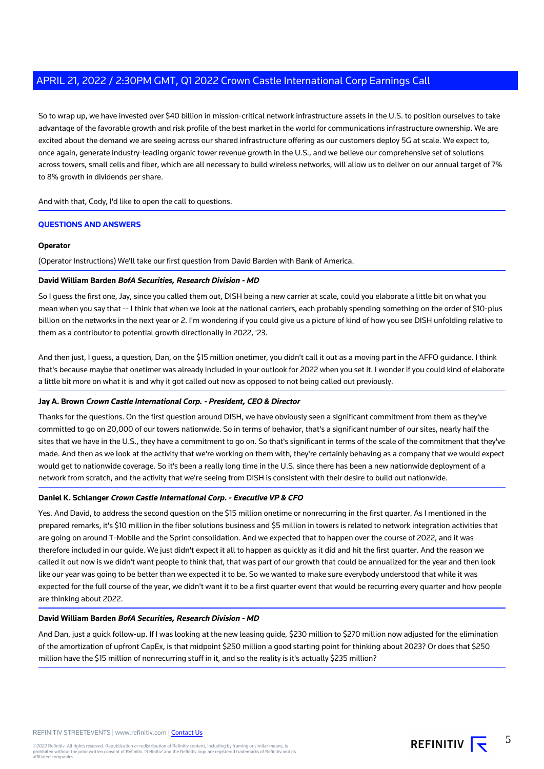So to wrap up, we have invested over $40 billion in mission-critical network infrastructure assets in the U.S. to position ourselves to take advantage of the favorable growth and risk profile of the best market in the world for communications infrastructure ownership. We are excited about the demand we are seeing across our shared infrastructure offering as our customers deploy 5G at scale. We expect to, once again, generate industry-leading organic tower revenue growth in the U.S., and we believe our comprehensive set of solutions across towers, small cells and fiber, which are all necessary to build wireless networks, will allow us to deliver on our annual target of 7% to 8% growth in dividends per share.

And with that, Cody, I'd like to open the call to questions.

## QUESTIONS AND ANSWERS

**Operator**

(Operator Instructions) We'll take our first question from David Barden with Bank of America.

**David William Barden** ***BofA Securities, Research Division - MD***

So I guess the first one, Jay, since you called them out, DISH being a new carrier at scale, could you elaborate a little bit on what you mean when you say that -- I think that when we look at the national carriers, each probably spending something on the order of $10-plus billion on the networks in the next year or 2. I'm wondering if you could give us a picture of kind of how you see DISH unfolding relative to them as a contributor to potential growth directionally in 2022, '23.

And then just, I guess, a question, Dan, on the $15 million onetimer, you didn't call it out as a moving part in the AFFO guidance. I think that's because maybe that onetimer was already included in your outlook for 2022 when you set it. I wonder if you could kind of elaborate a little bit more on what it is and why it got called out now as opposed to not being called out previously.

**Jay A. Brown** ***Crown Castle International Corp. - President, CEO & Director***

Thanks for the questions. On the first question around DISH, we have obviously seen a significant commitment from them as they've committed to go on 20,000 of our towers nationwide. So in terms of behavior, that's a significant number of our sites, nearly half the sites that we have in the U.S., they have a commitment to go on. So that's significant in terms of the scale of the commitment that they've made. And then as we look at the activity that we're working on them with, they're certainly behaving as a company that we would expect would get to nationwide coverage. So it's been a really long time in the U.S. since there has been a new nationwide deployment of a network from scratch, and the activity that we're seeing from DISH is consistent with their desire to build out nationwide.

**Daniel K. Schlanger** ***Crown Castle International Corp. - Executive VP & CFO***

Yes. And David, to address the second question on the $15 million onetime or nonrecurring in the first quarter. As I mentioned in the prepared remarks, it's $10 million in the fiber solutions business and $5 million in towers is related to network integration activities that are going on around T-Mobile and the Sprint consolidation. And we expected that to happen over the course of 2022, and it was therefore included in our guide. We just didn't expect it all to happen as quickly as it did and hit the first quarter. And the reason we called it out now is we didn't want people to think that, that was part of our growth that could be annualized for the year and then look like our year was going to be better than we expected it to be. So we wanted to make sure everybody understood that while it was expected for the full course of the year, we didn't want it to be a first quarter event that would be recurring every quarter and how people are thinking about 2022.

**David William Barden** ***BofA Securities, Research Division - MD***

And Dan, just a quick follow-up. If I was looking at the new leasing guide, $230 million to $270 million now adjusted for the elimination of the amortization of upfront CapEx, is that midpoint $250 million a good starting point for thinking about 2023? Or does that $250 million have the $15 million of nonrecurring stuff in it, and so the reality is it's actually $235 million?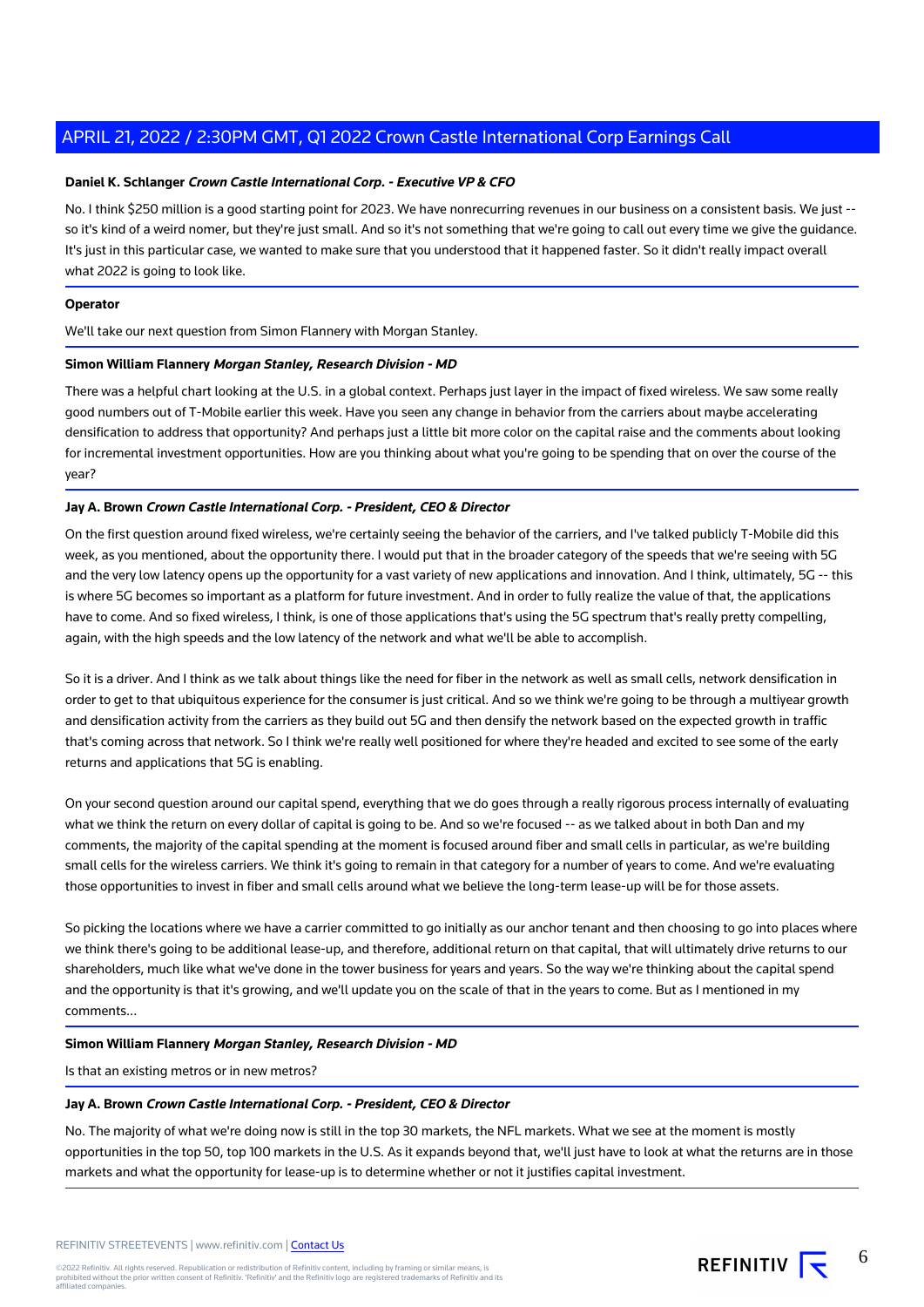**Daniel K. Schlanger** ***Crown Castle International Corp. - Executive VP & CFO***

No. I think $250 million is a good starting point for 2023. We have nonrecurring revenues in our business on a consistent basis. We just -- so it's kind of a weird nomer, but they're just small. And so it's not something that we're going to call out every time we give the guidance. It's just in this particular case, we wanted to make sure that you understood that it happened faster. So it didn't really impact overall what 2022 is going to look like.

---

**Operator**

We'll take our next question from Simon Flannery with Morgan Stanley.

---

**Simon William Flannery** ***Morgan Stanley, Research Division - MD***

There was a helpful chart looking at the U.S. in a global context. Perhaps just layer in the impact of fixed wireless. We saw some really good numbers out of T-Mobile earlier this week. Have you seen any change in behavior from the carriers about maybe accelerating densification to address that opportunity? And perhaps just a little bit more color on the capital raise and the comments about looking for incremental investment opportunities. How are you thinking about what you're going to be spending that on over the course of the year?

---

**Jay A. Brown** ***Crown Castle International Corp. - President, CEO & Director***

On the first question around fixed wireless, we're certainly seeing the behavior of the carriers, and I've talked publicly T-Mobile did this week, as you mentioned, about the opportunity there. I would put that in the broader category of the speeds that we're seeing with 5G and the very low latency opens up the opportunity for a vast variety of new applications and innovation. And I think, ultimately, 5G -- this is where 5G becomes so important as a platform for future investment. And in order to fully realize the value of that, the applications have to come. And so fixed wireless, I think, is one of those applications that's using the 5G spectrum that's really pretty compelling, again, with the high speeds and the low latency of the network and what we'll be able to accomplish.

So it is a driver. And I think as we talk about things like the need for fiber in the network as well as small cells, network densification in order to get to that ubiquitous experience for the consumer is just critical. And so we think we're going to be through a multiyear growth and densification activity from the carriers as they build out 5G and then densify the network based on the expected growth in traffic that's coming across that network. So I think we're really well positioned for where they're headed and excited to see some of the early returns and applications that 5G is enabling.

On your second question around our capital spend, everything that we do goes through a really rigorous process internally of evaluating what we think the return on every dollar of capital is going to be. And so we're focused -- as we talked about in both Dan and my comments, the majority of the capital spending at the moment is focused around fiber and small cells in particular, as we're building small cells for the wireless carriers. We think it's going to remain in that category for a number of years to come. And we're evaluating those opportunities to invest in fiber and small cells around what we believe the long-term lease-up will be for those assets.

So picking the locations where we have a carrier committed to go initially as our anchor tenant and then choosing to go into places where we think there's going to be additional lease-up, and therefore, additional return on that capital, that will ultimately drive returns to our shareholders, much like what we've done in the tower business for years and years. So the way we're thinking about the capital spend and the opportunity is that it's growing, and we'll update you on the scale of that in the years to come. But as I mentioned in my comments...

---

**Simon William Flannery** ***Morgan Stanley, Research Division - MD***

Is that an existing metros or in new metros?

---

**Jay A. Brown** ***Crown Castle International Corp. - President, CEO & Director***

No. The majority of what we're doing now is still in the top 30 markets, the NFL markets. What we see at the moment is mostly opportunities in the top 50, top 100 markets in the U.S. As it expands beyond that, we'll just have to look at what the returns are in those markets and what the opportunity for lease-up is to determine whether or not it justifies capital investment.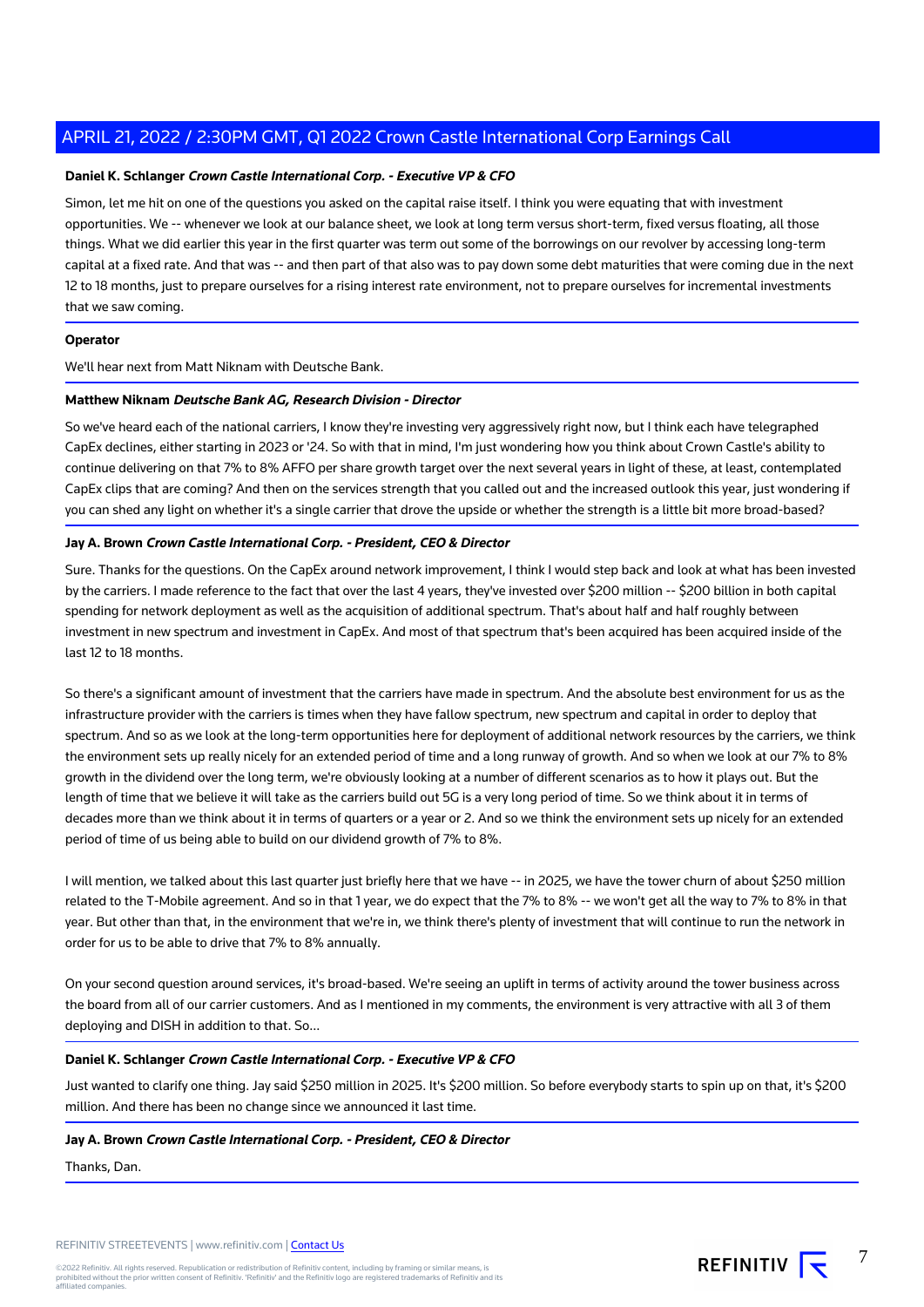**Daniel K. Schlanger** ***Crown Castle International Corp. - Executive VP & CFO***

Simon, let me hit on one of the questions you asked on the capital raise itself. I think you were equating that with investment opportunities. We -- whenever we look at our balance sheet, we look at long term versus short-term, fixed versus floating, all those things. What we did earlier this year in the first quarter was term out some of the borrowings on our revolver by accessing long-term capital at a fixed rate. And that was -- and then part of that also was to pay down some debt maturities that were coming due in the next 12 to 18 months, just to prepare ourselves for a rising interest rate environment, not to prepare ourselves for incremental investments that we saw coming.

**Operator**

We'll hear next from Matt Niknam with Deutsche Bank.

**Matthew Niknam** ***Deutsche Bank AG, Research Division - Director***

So we've heard each of the national carriers, I know they're investing very aggressively right now, but I think each have telegraphed CapEx declines, either starting in 2023 or '24. So with that in mind, I'm just wondering how you think about Crown Castle's ability to continue delivering on that 7% to 8% AFFO per share growth target over the next several years in light of these, at least, contemplated CapEx clips that are coming? And then on the services strength that you called out and the increased outlook this year, just wondering if you can shed any light on whether it's a single carrier that drove the upside or whether the strength is a little bit more broad-based?

**Jay A. Brown** ***Crown Castle International Corp. - President, CEO & Director***

Sure. Thanks for the questions. On the CapEx around network improvement, I think I would step back and look at what has been invested by the carriers. I made reference to the fact that over the last 4 years, they've invested over $200 million -- $200 billion in both capital spending for network deployment as well as the acquisition of additional spectrum. That's about half and half roughly between investment in new spectrum and investment in CapEx. And most of that spectrum that's been acquired has been acquired inside of the last 12 to 18 months.

So there's a significant amount of investment that the carriers have made in spectrum. And the absolute best environment for us as the infrastructure provider with the carriers is times when they have fallow spectrum, new spectrum and capital in order to deploy that spectrum. And so as we look at the long-term opportunities here for deployment of additional network resources by the carriers, we think the environment sets up really nicely for an extended period of time and a long runway of growth. And so when we look at our 7% to 8% growth in the dividend over the long term, we're obviously looking at a number of different scenarios as to how it plays out. But the length of time that we believe it will take as the carriers build out 5G is a very long period of time. So we think about it in terms of decades more than we think about it in terms of quarters or a year or 2. And so we think the environment sets up nicely for an extended period of time of us being able to build on our dividend growth of 7% to 8%.

I will mention, we talked about this last quarter just briefly here that we have -- in 2025, we have the tower churn of about $250 million related to the T-Mobile agreement. And so in that 1 year, we do expect that the 7% to 8% -- we won't get all the way to 7% to 8% in that year. But other than that, in the environment that we're in, we think there's plenty of investment that will continue to run the network in order for us to be able to drive that 7% to 8% annually.

On your second question around services, it's broad-based. We're seeing an uplift in terms of activity around the tower business across the board from all of our carrier customers. And as I mentioned in my comments, the environment is very attractive with all 3 of them deploying and DISH in addition to that. So...

**Daniel K. Schlanger** ***Crown Castle International Corp. - Executive VP & CFO***

Just wanted to clarify one thing. Jay said $250 million in 2025. It's $200 million. So before everybody starts to spin up on that, it's $200 million. And there has been no change since we announced it last time.

**Jay A. Brown** ***Crown Castle International Corp. - President, CEO & Director***

Thanks, Dan.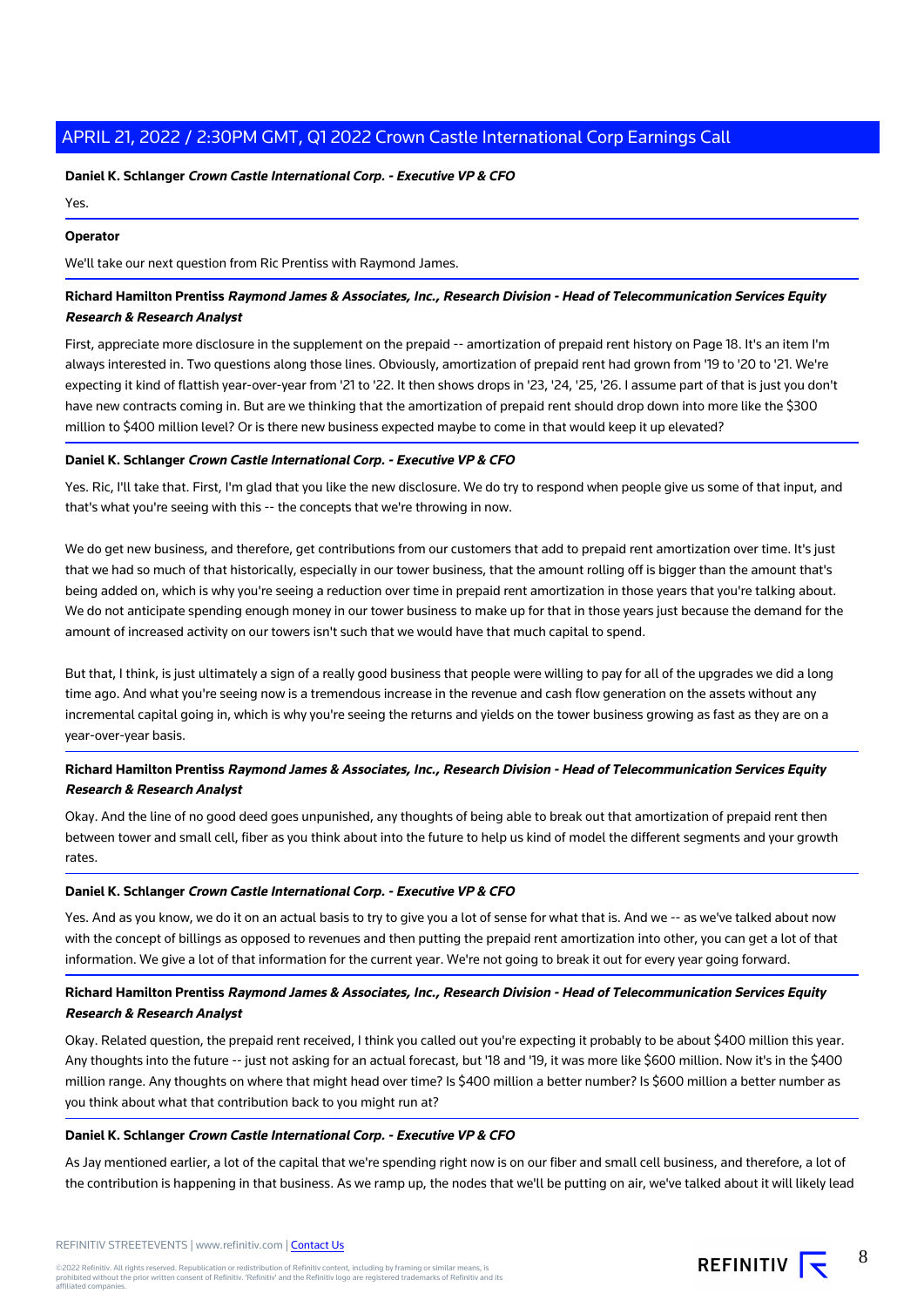**Daniel K. Schlanger** ***Crown Castle International Corp. - Executive VP & CFO***

Yes.

**Operator**

We'll take our next question from Ric Prentiss with Raymond James.

**Richard Hamilton Prentiss** ***Raymond James & Associates, Inc., Research Division - Head of Telecommunication Services Equity Research & Research Analyst***

First, appreciate more disclosure in the supplement on the prepaid -- amortization of prepaid rent history on Page 18. It's an item I'm always interested in. Two questions along those lines. Obviously, amortization of prepaid rent had grown from '19 to '20 to '21. We're expecting it kind of flattish year-over-year from '21 to '22. It then shows drops in '23, '24, '25, '26. I assume part of that is just you don't have new contracts coming in. But are we thinking that the amortization of prepaid rent should drop down into more like the $300 million to $400 million level? Or is there new business expected maybe to come in that would keep it up elevated?

**Daniel K. Schlanger** ***Crown Castle International Corp. - Executive VP & CFO***

Yes. Ric, I'll take that. First, I'm glad that you like the new disclosure. We do try to respond when people give us some of that input, and that's what you're seeing with this -- the concepts that we're throwing in now.

We do get new business, and therefore, get contributions from our customers that add to prepaid rent amortization over time. It's just that we had so much of that historically, especially in our tower business, that the amount rolling off is bigger than the amount that's being added on, which is why you're seeing a reduction over time in prepaid rent amortization in those years that you're talking about. We do not anticipate spending enough money in our tower business to make up for that in those years just because the demand for the amount of increased activity on our towers isn't such that we would have that much capital to spend.

But that, I think, is just ultimately a sign of a really good business that people were willing to pay for all of the upgrades we did a long time ago. And what you're seeing now is a tremendous increase in the revenue and cash flow generation on the assets without any incremental capital going in, which is why you're seeing the returns and yields on the tower business growing as fast as they are on a year-over-year basis.

**Richard Hamilton Prentiss** ***Raymond James & Associates, Inc., Research Division - Head of Telecommunication Services Equity Research & Research Analyst***

Okay. And the line of no good deed goes unpunished, any thoughts of being able to break out that amortization of prepaid rent then between tower and small cell, fiber as you think about into the future to help us kind of model the different segments and your growth rates.

**Daniel K. Schlanger** ***Crown Castle International Corp. - Executive VP & CFO***

Yes. And as you know, we do it on an actual basis to try to give you a lot of sense for what that is. And we -- as we've talked about now with the concept of billings as opposed to revenues and then putting the prepaid rent amortization into other, you can get a lot of that information. We give a lot of that information for the current year. We're not going to break it out for every year going forward.

**Richard Hamilton Prentiss** ***Raymond James & Associates, Inc., Research Division - Head of Telecommunication Services Equity Research & Research Analyst***

Okay. Related question, the prepaid rent received, I think you called out you're expecting it probably to be about $400 million this year. Any thoughts into the future -- just not asking for an actual forecast, but '18 and '19, it was more like $600 million. Now it's in the $400 million range. Any thoughts on where that might head over time? Is $400 million a better number? Is $600 million a better number as you think about what that contribution back to you might run at?

**Daniel K. Schlanger** ***Crown Castle International Corp. - Executive VP & CFO***

As Jay mentioned earlier, a lot of the capital that we're spending right now is on our fiber and small cell business, and therefore, a lot of the contribution is happening in that business. As we ramp up, the nodes that we'll be putting on air, we've talked about it will likely lead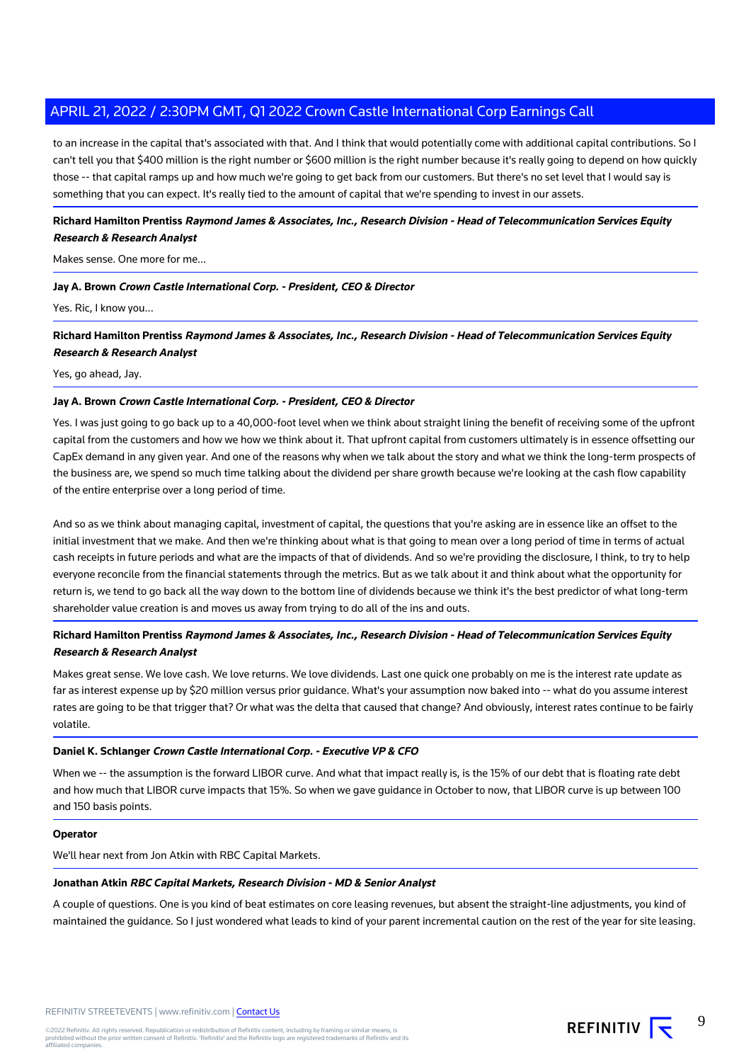to an increase in the capital that's associated with that. And I think that would potentially come with additional capital contributions. So I can't tell you that $400 million is the right number or $600 million is the right number because it's really going to depend on how quickly those -- that capital ramps up and how much we're going to get back from our customers. But there's no set level that I would say is something that you can expect. It's really tied to the amount of capital that we're spending to invest in our assets.

**Richard Hamilton Prentiss** ***Raymond James & Associates, Inc., Research Division - Head of Telecommunication Services Equity Research & Research Analyst***

Makes sense. One more for me...

**Jay A. Brown** ***Crown Castle International Corp. - President, CEO & Director***

Yes. Ric, I know you...

**Richard Hamilton Prentiss** ***Raymond James & Associates, Inc., Research Division - Head of Telecommunication Services Equity Research & Research Analyst***

Yes, go ahead, Jay.

**Jay A. Brown** ***Crown Castle International Corp. - President, CEO & Director***

Yes. I was just going to go back up to a 40,000-foot level when we think about straight lining the benefit of receiving some of the upfront capital from the customers and how we how we think about it. That upfront capital from customers ultimately is in essence offsetting our CapEx demand in any given year. And one of the reasons why when we talk about the story and what we think the long-term prospects of the business are, we spend so much time talking about the dividend per share growth because we're looking at the cash flow capability of the entire enterprise over a long period of time.

And so as we think about managing capital, investment of capital, the questions that you're asking are in essence like an offset to the initial investment that we make. And then we're thinking about what is that going to mean over a long period of time in terms of actual cash receipts in future periods and what are the impacts of that of dividends. And so we're providing the disclosure, I think, to try to help everyone reconcile from the financial statements through the metrics. But as we talk about it and think about what the opportunity for return is, we tend to go back all the way down to the bottom line of dividends because we think it's the best predictor of what long-term shareholder value creation is and moves us away from trying to do all of the ins and outs.

**Richard Hamilton Prentiss** ***Raymond James & Associates, Inc., Research Division - Head of Telecommunication Services Equity Research & Research Analyst***

Makes great sense. We love cash. We love returns. We love dividends. Last one quick one probably on me is the interest rate update as far as interest expense up by $20 million versus prior guidance. What's your assumption now baked into -- what do you assume interest rates are going to be that trigger that? Or what was the delta that caused that change? And obviously, interest rates continue to be fairly volatile.

**Daniel K. Schlanger** ***Crown Castle International Corp. - Executive VP & CFO***

When we -- the assumption is the forward LIBOR curve. And what that impact really is, is the 15% of our debt that is floating rate debt and how much that LIBOR curve impacts that 15%. So when we gave guidance in October to now, that LIBOR curve is up between 100 and 150 basis points.

**Operator**

We'll hear next from Jon Atkin with RBC Capital Markets.

**Jonathan Atkin** ***RBC Capital Markets, Research Division - MD & Senior Analyst***

A couple of questions. One is you kind of beat estimates on core leasing revenues, but absent the straight-line adjustments, you kind of maintained the guidance. So I just wondered what leads to kind of your parent incremental caution on the rest of the year for site leasing.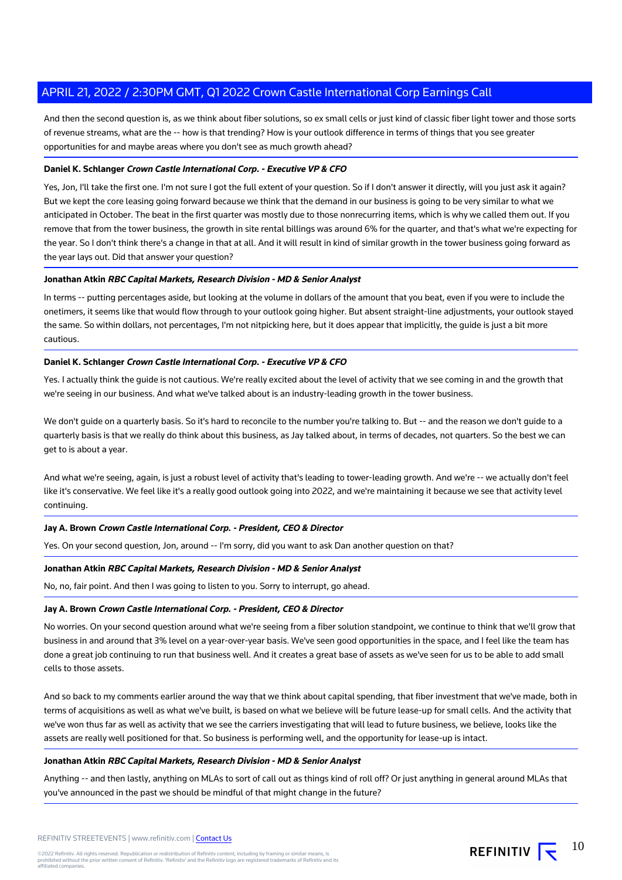And then the second question is, as we think about fiber solutions, so ex small cells or just kind of classic fiber light tower and those sorts of revenue streams, what are the -- how is that trending? How is your outlook difference in terms of things that you see greater opportunities for and maybe areas where you don't see as much growth ahead?

**Daniel K. Schlanger** ***Crown Castle International Corp. - Executive VP & CFO***

Yes, Jon, I'll take the first one. I'm not sure I got the full extent of your question. So if I don't answer it directly, will you just ask it again? But we kept the core leasing going forward because we think that the demand in our business is going to be very similar to what we anticipated in October. The beat in the first quarter was mostly due to those nonrecurring items, which is why we called them out. If you remove that from the tower business, the growth in site rental billings was around 6% for the quarter, and that's what we're expecting for the year. So I don't think there's a change in that at all. And it will result in kind of similar growth in the tower business going forward as the year lays out. Did that answer your question?

**Jonathan Atkin** ***RBC Capital Markets, Research Division - MD & Senior Analyst***

In terms -- putting percentages aside, but looking at the volume in dollars of the amount that you beat, even if you were to include the onetimers, it seems like that would flow through to your outlook going higher. But absent straight-line adjustments, your outlook stayed the same. So within dollars, not percentages, I'm not nitpicking here, but it does appear that implicitly, the guide is just a bit more cautious.

**Daniel K. Schlanger** ***Crown Castle International Corp. - Executive VP & CFO***

Yes. I actually think the guide is not cautious. We're really excited about the level of activity that we see coming in and the growth that we're seeing in our business. And what we've talked about is an industry-leading growth in the tower business.

We don't guide on a quarterly basis. So it's hard to reconcile to the number you're talking to. But -- and the reason we don't guide to a quarterly basis is that we really do think about this business, as Jay talked about, in terms of decades, not quarters. So the best we can get to is about a year.

And what we're seeing, again, is just a robust level of activity that's leading to tower-leading growth. And we're -- we actually don't feel like it's conservative. We feel like it's a really good outlook going into 2022, and we're maintaining it because we see that activity level continuing.

**Jay A. Brown** ***Crown Castle International Corp. - President, CEO & Director***

Yes. On your second question, Jon, around -- I'm sorry, did you want to ask Dan another question on that?

**Jonathan Atkin** ***RBC Capital Markets, Research Division - MD & Senior Analyst***

No, no, fair point. And then I was going to listen to you. Sorry to interrupt, go ahead.

**Jay A. Brown** ***Crown Castle International Corp. - President, CEO & Director***

No worries. On your second question around what we're seeing from a fiber solution standpoint, we continue to think that we'll grow that business in and around that 3% level on a year-over-year basis. We've seen good opportunities in the space, and I feel like the team has done a great job continuing to run that business well. And it creates a great base of assets as we've seen for us to be able to add small cells to those assets.

And so back to my comments earlier around the way that we think about capital spending, that fiber investment that we've made, both in terms of acquisitions as well as what we've built, is based on what we believe will be future lease-up for small cells. And the activity that we've won thus far as well as activity that we see the carriers investigating that will lead to future business, we believe, looks like the assets are really well positioned for that. So business is performing well, and the opportunity for lease-up is intact.

**Jonathan Atkin** ***RBC Capital Markets, Research Division - MD & Senior Analyst***

Anything -- and then lastly, anything on MLAs to sort of call out as things kind of roll off? Or just anything in general around MLAs that you've announced in the past we should be mindful of that might change in the future?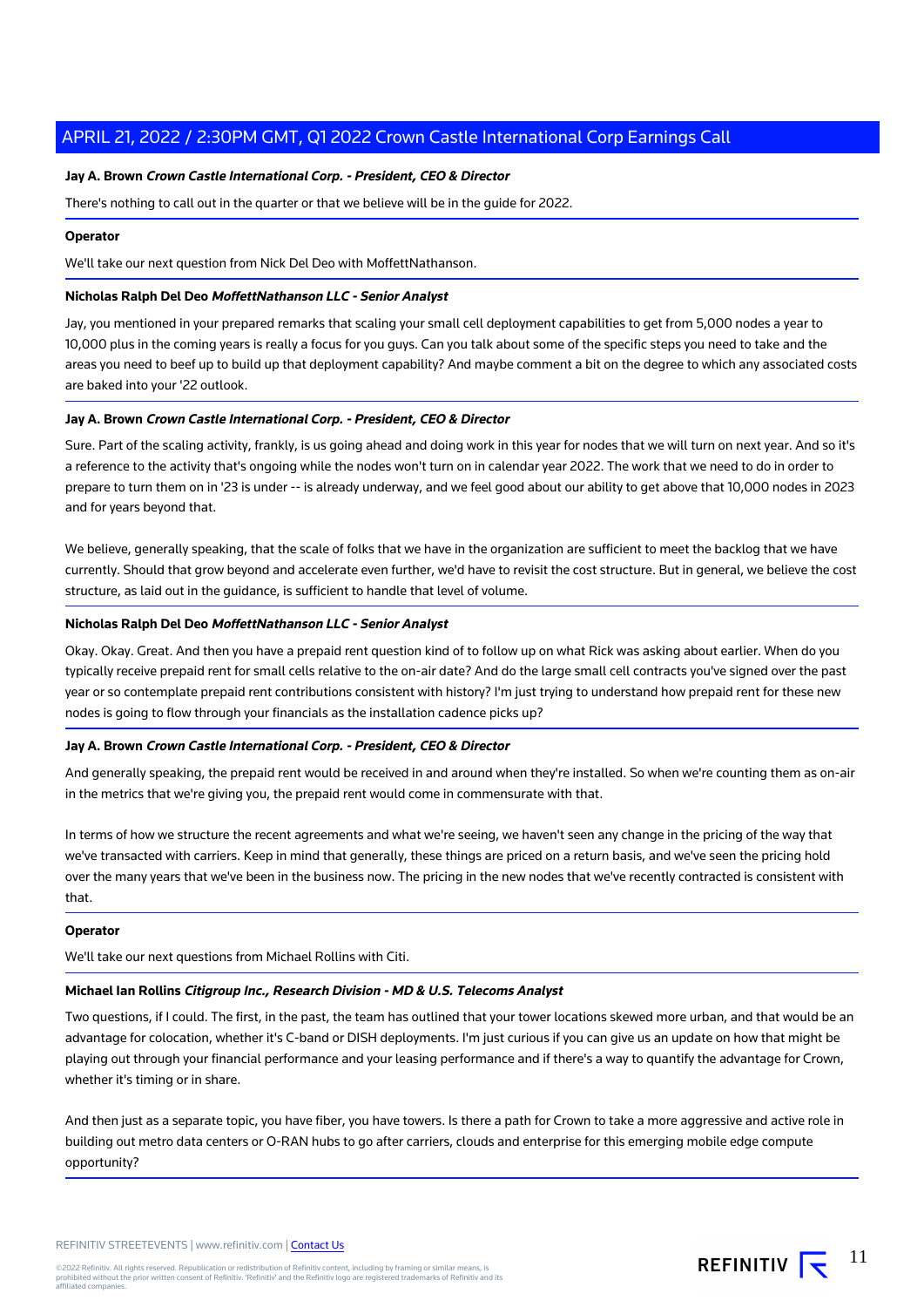**Jay A. Brown** ***Crown Castle International Corp. - President, CEO & Director***

There's nothing to call out in the quarter or that we believe will be in the guide for 2022.

**Operator**

We'll take our next question from Nick Del Deo with MoffettNathanson.

**Nicholas Ralph Del Deo** ***MoffettNathanson LLC - Senior Analyst***

Jay, you mentioned in your prepared remarks that scaling your small cell deployment capabilities to get from 5,000 nodes a year to 10,000 plus in the coming years is really a focus for you guys. Can you talk about some of the specific steps you need to take and the areas you need to beef up to build up that deployment capability? And maybe comment a bit on the degree to which any associated costs are baked into your '22 outlook.

**Jay A. Brown** ***Crown Castle International Corp. - President, CEO & Director***

Sure. Part of the scaling activity, frankly, is us going ahead and doing work in this year for nodes that we will turn on next year. And so it's a reference to the activity that's ongoing while the nodes won't turn on in calendar year 2022. The work that we need to do in order to prepare to turn them on in '23 is under -- is already underway, and we feel good about our ability to get above that 10,000 nodes in 2023 and for years beyond that.

We believe, generally speaking, that the scale of folks that we have in the organization are sufficient to meet the backlog that we have currently. Should that grow beyond and accelerate even further, we'd have to revisit the cost structure. But in general, we believe the cost structure, as laid out in the guidance, is sufficient to handle that level of volume.

**Nicholas Ralph Del Deo** ***MoffettNathanson LLC - Senior Analyst***

Okay. Okay. Great. And then you have a prepaid rent question kind of to follow up on what Rick was asking about earlier. When do you typically receive prepaid rent for small cells relative to the on-air date? And do the large small cell contracts you've signed over the past year or so contemplate prepaid rent contributions consistent with history? I'm just trying to understand how prepaid rent for these new nodes is going to flow through your financials as the installation cadence picks up?

**Jay A. Brown** ***Crown Castle International Corp. - President, CEO & Director***

And generally speaking, the prepaid rent would be received in and around when they're installed. So when we're counting them as on-air in the metrics that we're giving you, the prepaid rent would come in commensurate with that.

In terms of how we structure the recent agreements and what we're seeing, we haven't seen any change in the pricing of the way that we've transacted with carriers. Keep in mind that generally, these things are priced on a return basis, and we've seen the pricing hold over the many years that we've been in the business now. The pricing in the new nodes that we've recently contracted is consistent with that.

**Operator**

We'll take our next questions from Michael Rollins with Citi.

**Michael Ian Rollins** ***Citigroup Inc., Research Division - MD & U.S. Telecoms Analyst***

Two questions, if I could. The first, in the past, the team has outlined that your tower locations skewed more urban, and that would be an advantage for colocation, whether it's C-band or DISH deployments. I'm just curious if you can give us an update on how that might be playing out through your financial performance and your leasing performance and if there's a way to quantify the advantage for Crown, whether it's timing or in share.

And then just as a separate topic, you have fiber, you have towers. Is there a path for Crown to take a more aggressive and active role in building out metro data centers or O-RAN hubs to go after carriers, clouds and enterprise for this emerging mobile edge compute opportunity?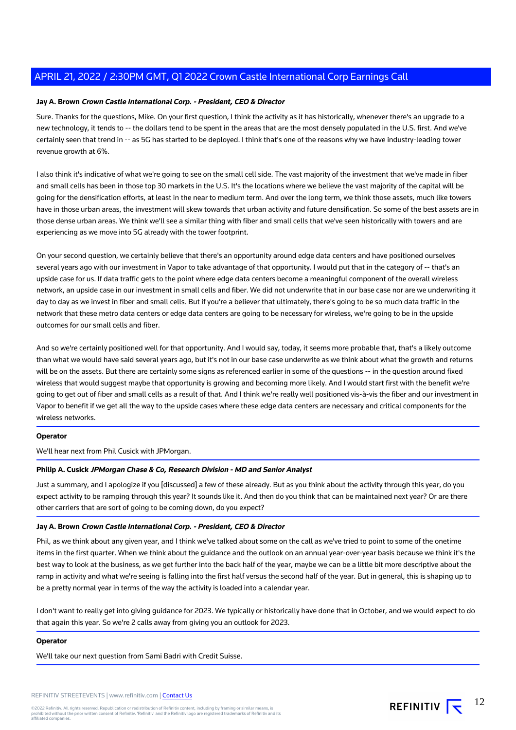**Jay A. Brown** ***Crown Castle International Corp. - President, CEO & Director***

Sure. Thanks for the questions, Mike. On your first question, I think the activity as it has historically, whenever there's an upgrade to a new technology, it tends to -- the dollars tend to be spent in the areas that are the most densely populated in the U.S. first. And we've certainly seen that trend in -- as 5G has started to be deployed. I think that's one of the reasons why we have industry-leading tower revenue growth at 6%.

I also think it's indicative of what we're going to see on the small cell side. The vast majority of the investment that we've made in fiber and small cells has been in those top 30 markets in the U.S. It's the locations where we believe the vast majority of the capital will be going for the densification efforts, at least in the near to medium term. And over the long term, we think those assets, much like towers have in those urban areas, the investment will skew towards that urban activity and future densification. So some of the best assets are in those dense urban areas. We think we'll see a similar thing with fiber and small cells that we've seen historically with towers and are experiencing as we move into 5G already with the tower footprint.

On your second question, we certainly believe that there's an opportunity around edge data centers and have positioned ourselves several years ago with our investment in Vapor to take advantage of that opportunity. I would put that in the category of -- that's an upside case for us. If data traffic gets to the point where edge data centers become a meaningful component of the overall wireless network, an upside case in our investment in small cells and fiber. We did not underwrite that in our base case nor are we underwriting it day to day as we invest in fiber and small cells. But if you're a believer that ultimately, there's going to be so much data traffic in the network that these metro data centers or edge data centers are going to be necessary for wireless, we're going to be in the upside outcomes for our small cells and fiber.

And so we're certainly positioned well for that opportunity. And I would say, today, it seems more probable that, that's a likely outcome than what we would have said several years ago, but it's not in our base case underwrite as we think about what the growth and returns will be on the assets. But there are certainly some signs as referenced earlier in some of the questions -- in the question around fixed wireless that would suggest maybe that opportunity is growing and becoming more likely. And I would start first with the benefit we're going to get out of fiber and small cells as a result of that. And I think we're really well positioned vis-à-vis the fiber and our investment in Vapor to benefit if we get all the way to the upside cases where these edge data centers are necessary and critical components for the wireless networks.

**Operator**

We'll hear next from Phil Cusick with JPMorgan.

**Philip A. Cusick** ***JPMorgan Chase & Co, Research Division - MD and Senior Analyst***

Just a summary, and I apologize if you [discussed] a few of these already. But as you think about the activity through this year, do you expect activity to be ramping through this year? It sounds like it. And then do you think that can be maintained next year? Or are there other carriers that are sort of going to be coming down, do you expect?

**Jay A. Brown** ***Crown Castle International Corp. - President, CEO & Director***

Phil, as we think about any given year, and I think we've talked about some on the call as we've tried to point to some of the onetime items in the first quarter. When we think about the guidance and the outlook on an annual year-over-year basis because we think it's the best way to look at the business, as we get further into the back half of the year, maybe we can be a little bit more descriptive about the ramp in activity and what we're seeing is falling into the first half versus the second half of the year. But in general, this is shaping up to be a pretty normal year in terms of the way the activity is loaded into a calendar year.

I don't want to really get into giving guidance for 2023. We typically or historically have done that in October, and we would expect to do that again this year. So we're 2 calls away from giving you an outlook for 2023.

**Operator**

We'll take our next question from Sami Badri with Credit Suisse.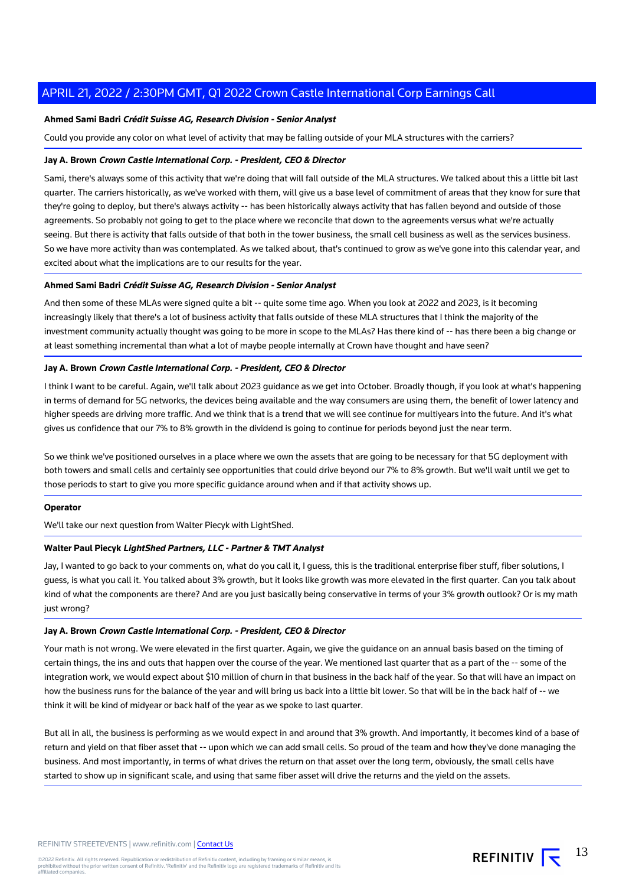**Ahmed Sami Badri** ***Crédit Suisse AG, Research Division - Senior Analyst***

Could you provide any color on what level of activity that may be falling outside of your MLA structures with the carriers?

**Jay A. Brown** ***Crown Castle International Corp. - President, CEO & Director***

Sami, there's always some of this activity that we're doing that will fall outside of the MLA structures. We talked about this a little bit last quarter. The carriers historically, as we've worked with them, will give us a base level of commitment of areas that they know for sure that they're going to deploy, but there's always activity -- has been historically always activity that has fallen beyond and outside of those agreements. So probably not going to get to the place where we reconcile that down to the agreements versus what we're actually seeing. But there is activity that falls outside of that both in the tower business, the small cell business as well as the services business. So we have more activity than was contemplated. As we talked about, that's continued to grow as we've gone into this calendar year, and excited about what the implications are to our results for the year.

**Ahmed Sami Badri** ***Crédit Suisse AG, Research Division - Senior Analyst***

And then some of these MLAs were signed quite a bit -- quite some time ago. When you look at 2022 and 2023, is it becoming increasingly likely that there's a lot of business activity that falls outside of these MLA structures that I think the majority of the investment community actually thought was going to be more in scope to the MLAs? Has there kind of -- has there been a big change or at least something incremental than what a lot of maybe people internally at Crown have thought and have seen?

**Jay A. Brown** ***Crown Castle International Corp. - President, CEO & Director***

I think I want to be careful. Again, we'll talk about 2023 guidance as we get into October. Broadly though, if you look at what's happening in terms of demand for 5G networks, the devices being available and the way consumers are using them, the benefit of lower latency and higher speeds are driving more traffic. And we think that is a trend that we will see continue for multiyears into the future. And it's what gives us confidence that our 7% to 8% growth in the dividend is going to continue for periods beyond just the near term.

So we think we've positioned ourselves in a place where we own the assets that are going to be necessary for that 5G deployment with both towers and small cells and certainly see opportunities that could drive beyond our 7% to 8% growth. But we'll wait until we get to those periods to start to give you more specific guidance around when and if that activity shows up.

**Operator**

We'll take our next question from Walter Piecyk with LightShed.

**Walter Paul Piecyk** ***LightShed Partners, LLC - Partner & TMT Analyst***

Jay, I wanted to go back to your comments on, what do you call it, I guess, this is the traditional enterprise fiber stuff, fiber solutions, I guess, is what you call it. You talked about 3% growth, but it looks like growth was more elevated in the first quarter. Can you talk about kind of what the components are there? And are you just basically being conservative in terms of your 3% growth outlook? Or is my math just wrong?

**Jay A. Brown** ***Crown Castle International Corp. - President, CEO & Director***

Your math is not wrong. We were elevated in the first quarter. Again, we give the guidance on an annual basis based on the timing of certain things, the ins and outs that happen over the course of the year. We mentioned last quarter that as a part of the -- some of the integration work, we would expect about $10 million of churn in that business in the back half of the year. So that will have an impact on how the business runs for the balance of the year and will bring us back into a little bit lower. So that will be in the back half of -- we think it will be kind of midyear or back half of the year as we spoke to last quarter.

But all in all, the business is performing as we would expect in and around that 3% growth. And importantly, it becomes kind of a base of return and yield on that fiber asset that -- upon which we can add small cells. So proud of the team and how they've done managing the business. And most importantly, in terms of what drives the return on that asset over the long term, obviously, the small cells have started to show up in significant scale, and using that same fiber asset will drive the returns and the yield on the assets.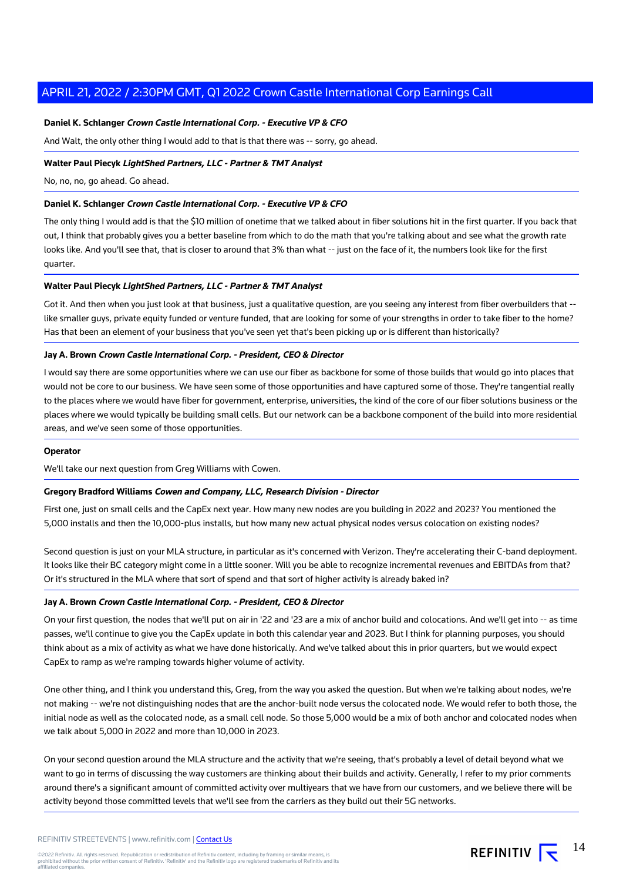**Daniel K. Schlanger** ***Crown Castle International Corp. - Executive VP & CFO***

And Walt, the only other thing I would add to that is that there was -- sorry, go ahead.

**Walter Paul Piecyk** ***LightShed Partners, LLC - Partner & TMT Analyst***

No, no, no, go ahead. Go ahead.

**Daniel K. Schlanger** ***Crown Castle International Corp. - Executive VP & CFO***

The only thing I would add is that the $10 million of onetime that we talked about in fiber solutions hit in the first quarter. If you back that out, I think that probably gives you a better baseline from which to do the math that you're talking about and see what the growth rate looks like. And you'll see that, that is closer to around that 3% than what -- just on the face of it, the numbers look like for the first quarter.

**Walter Paul Piecyk** ***LightShed Partners, LLC - Partner & TMT Analyst***

Got it. And then when you just look at that business, just a qualitative question, are you seeing any interest from fiber overbuilders that -- like smaller guys, private equity funded or venture funded, that are looking for some of your strengths in order to take fiber to the home? Has that been an element of your business that you've seen yet that's been picking up or is different than historically?

**Jay A. Brown** ***Crown Castle International Corp. - President, CEO & Director***

I would say there are some opportunities where we can use our fiber as backbone for some of those builds that would go into places that would not be core to our business. We have seen some of those opportunities and have captured some of those. They're tangential really to the places where we would have fiber for government, enterprise, universities, the kind of the core of our fiber solutions business or the places where we would typically be building small cells. But our network can be a backbone component of the build into more residential areas, and we've seen some of those opportunities.

**Operator**

We'll take our next question from Greg Williams with Cowen.

**Gregory Bradford Williams** ***Cowen and Company, LLC, Research Division - Director***

First one, just on small cells and the CapEx next year. How many new nodes are you building in 2022 and 2023? You mentioned the 5,000 installs and then the 10,000-plus installs, but how many new actual physical nodes versus colocation on existing nodes?

Second question is just on your MLA structure, in particular as it's concerned with Verizon. They're accelerating their C-band deployment. It looks like their BC category might come in a little sooner. Will you be able to recognize incremental revenues and EBITDAs from that? Or it's structured in the MLA where that sort of spend and that sort of higher activity is already baked in?

**Jay A. Brown** ***Crown Castle International Corp. - President, CEO & Director***

On your first question, the nodes that we'll put on air in '22 and '23 are a mix of anchor build and colocations. And we'll get into -- as time passes, we'll continue to give you the CapEx update in both this calendar year and 2023. But I think for planning purposes, you should think about as a mix of activity as what we have done historically. And we've talked about this in prior quarters, but we would expect CapEx to ramp as we're ramping towards higher volume of activity.

One other thing, and I think you understand this, Greg, from the way you asked the question. But when we're talking about nodes, we're not making -- we're not distinguishing nodes that are the anchor-built node versus the colocated node. We would refer to both those, the initial node as well as the colocated node, as a small cell node. So those 5,000 would be a mix of both anchor and colocated nodes when we talk about 5,000 in 2022 and more than 10,000 in 2023.

On your second question around the MLA structure and the activity that we're seeing, that's probably a level of detail beyond what we want to go in terms of discussing the way customers are thinking about their builds and activity. Generally, I refer to my prior comments around there's a significant amount of committed activity over multiyears that we have from our customers, and we believe there will be activity beyond those committed levels that we'll see from the carriers as they build out their 5G networks.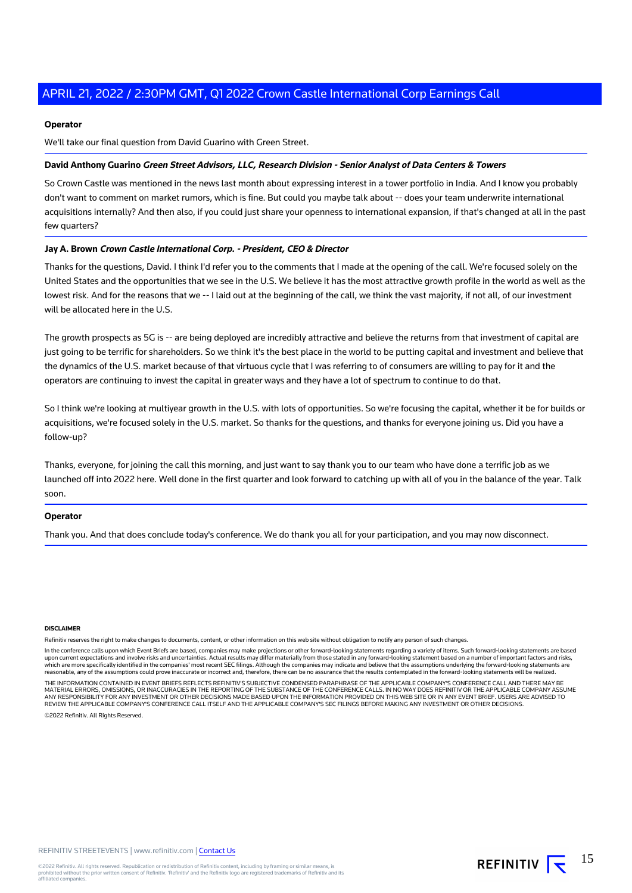**Operator**

We'll take our final question from David Guarino with Green Street.

---

**David Anthony Guarino** ***Green Street Advisors, LLC, Research Division - Senior Analyst of Data Centers & Towers***

So Crown Castle was mentioned in the news last month about expressing interest in a tower portfolio in India. And I know you probably don't want to comment on market rumors, which is fine. But could you maybe talk about -- does your team underwrite international acquisitions internally? And then also, if you could just share your openness to international expansion, if that's changed at all in the past few quarters?

---

**Jay A. Brown** ***Crown Castle International Corp. - President, CEO & Director***

Thanks for the questions, David. I think I'd refer you to the comments that I made at the opening of the call. We're focused solely on the United States and the opportunities that we see in the U.S. We believe it has the most attractive growth profile in the world as well as the lowest risk. And for the reasons that we -- I laid out at the beginning of the call, we think the vast majority, if not all, of our investment will be allocated here in the U.S.

The growth prospects as 5G is -- are being deployed are incredibly attractive and believe the returns from that investment of capital are just going to be terrific for shareholders. So we think it's the best place in the world to be putting capital and investment and believe that the dynamics of the U.S. market because of that virtuous cycle that I was referring to of consumers are willing to pay for it and the operators are continuing to invest the capital in greater ways and they have a lot of spectrum to continue to do that.

So I think we're looking at multiyear growth in the U.S. with lots of opportunities. So we're focusing the capital, whether it be for builds or acquisitions, we're focused solely in the U.S. market. So thanks for the questions, and thanks for everyone joining us. Did you have a follow-up?

Thanks, everyone, for joining the call this morning, and just want to say thank you to our team who have done a terrific job as we launched off into 2022 here. Well done in the first quarter and look forward to catching up with all of you in the balance of the year. Talk soon.

---

**Operator**

Thank you. And that does conclude today's conference. We do thank you all for your participation, and you may now disconnect.

---

**DISCLAIMER**

Refinitiv reserves the right to make changes to documents, content, or other information on this web site without obligation to notify any person of such changes.

In the conference calls upon which Event Briefs are based, companies may make projections or other forward-looking statements regarding a variety of items. Such forward-looking statements are based upon current expectations and involve risks and uncertainties. Actual results may differ materially from those stated in any forward-looking statement based on a number of important factors and risks, which are more specifically identified in the companies' most recent SEC filings. Although the companies may indicate and believe that the assumptions underlying the forward-looking statements are reasonable, any of the assumptions could prove inaccurate or incorrect and, therefore, there can be no assurance that the results contemplated in the forward-looking statements will be realized.

THE INFORMATION CONTAINED IN EVENT BRIEFS REFLECTS REFINITIV'S SUBJECTIVE CONDENSED PARAPHRASE OF THE APPLICABLE COMPANY'S CONFERENCE CALL AND THERE MAY BE MATERIAL ERRORS, OMISSIONS, OR INACCURACIES IN THE REPORTING OF THE SUBSTANCE OF THE CONFERENCE CALLS. IN NO WAY DOES REFINITIV OR THE APPLICABLE COMPANY ASSUME ANY RESPONSIBILITY FOR ANY INVESTMENT OR OTHER DECISIONS MADE BASED UPON THE INFORMATION PROVIDED ON THIS WEB SITE OR IN ANY EVENT BRIEF. USERS ARE ADVISED TO REVIEW THE APPLICABLE COMPANY'S CONFERENCE CALL ITSELF AND THE APPLICABLE COMPANY'S SEC FILINGS BEFORE MAKING ANY INVESTMENT OR OTHER DECISIONS.

©2022 Refinitiv. All Rights Reserved.